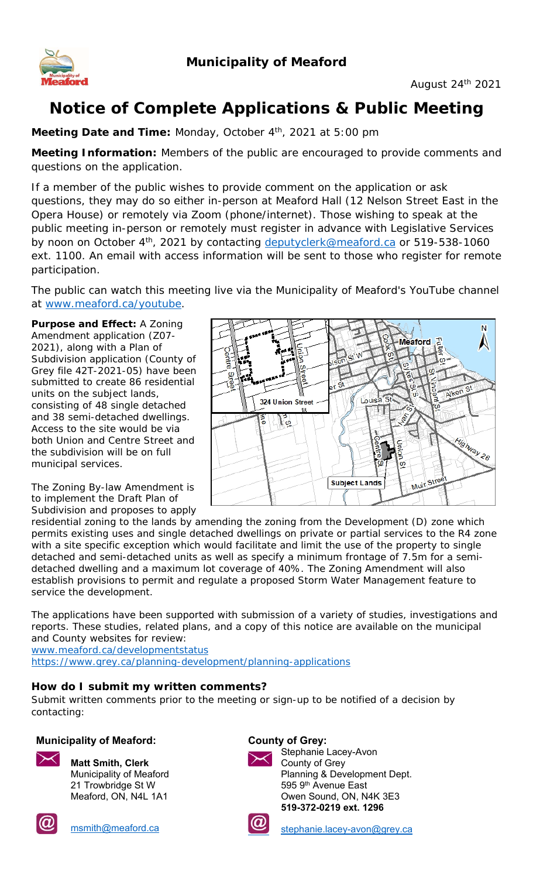**Municipality of Meaford**

August 24th 2021

# Notice of Complete Applications & Public Meeting

**Meeting Date and Time:** Monday, October 4th, 2021 at 5:00 pm

**Meeting Information:** Members of the public are encouraged to provide comments and questions on the application.

If a member of the public wishes to provide comment on the application or ask questions, they may do so either in-person at Meaford Hall (12 Nelson Street East in the Opera House) or remotely via Zoom (phone/internet). Those wishing to speak at the public meeting in-person or remotely must register in advance with Legislative Services by noon on October 4th, 2021 by contacting deputyclerk@meaford.ca or 519-538-1060 ext. 1100. An email with access information will be sent to those who register for remote participation.

The public can watch this meeting live via the Municipality of Meaford's YouTube channel at www.meaford.ca/youtube.

**Purpose and Effect:** A Zoning Amendment application (Z07-2021), along with a Plan of Subdivision application (County of Grey file 42T-2021-05) have been submitted to create 86 residential units on the subject lands, consisting of 48 single detached and 38 semi-detached dwellings. Access to the site would be via both Union and Centre Street and the subdivision will be on full municipal services.

The Zoning By-law Amendment is to implement the Draft Plan of Subdivision and proposes to apply residential zoning to the lands by amending the zoning from the Development (D) zone which permits existing uses and single detached dwellings on private or partial services to the R4 zone with a site specific exception which would facilitate and limit the use of the property to single detached and semi-detached units as well as specify a minimum frontage of 7.5m for a semi-detached dwelling and a maximum lot coverage of 40%. The Zoning Amendment will also establish provisions to permit and regulate a proposed Storm Water Management feature to service the development.

The applications have been supported with submission of a variety of studies, investigations and reports. These studies, related plans, and a copy of this notice are available on the municipal and County websites for review:
www.meaford.ca/developmentstatus
https://www.grey.ca/planning-development/planning-applications

### How do I submit my written comments?

Submit written comments prior to the meeting or sign-up to be notified of a decision by contacting:

**Municipality of Meaford:**

**Matt Smith, Clerk**
Municipality of Meaford
21 Trowbridge St W
Meaford, ON, N4L 1A1

msmith@meaford.ca

**County of Grey:**

Stephanie Lacey-Avon
County of Grey
Planning & Development Dept.
595 9th Avenue East
Owen Sound, ON, N4K 3E3
**519-372-0219 ext. 1296**

stephanie.lacey-avon@grey.ca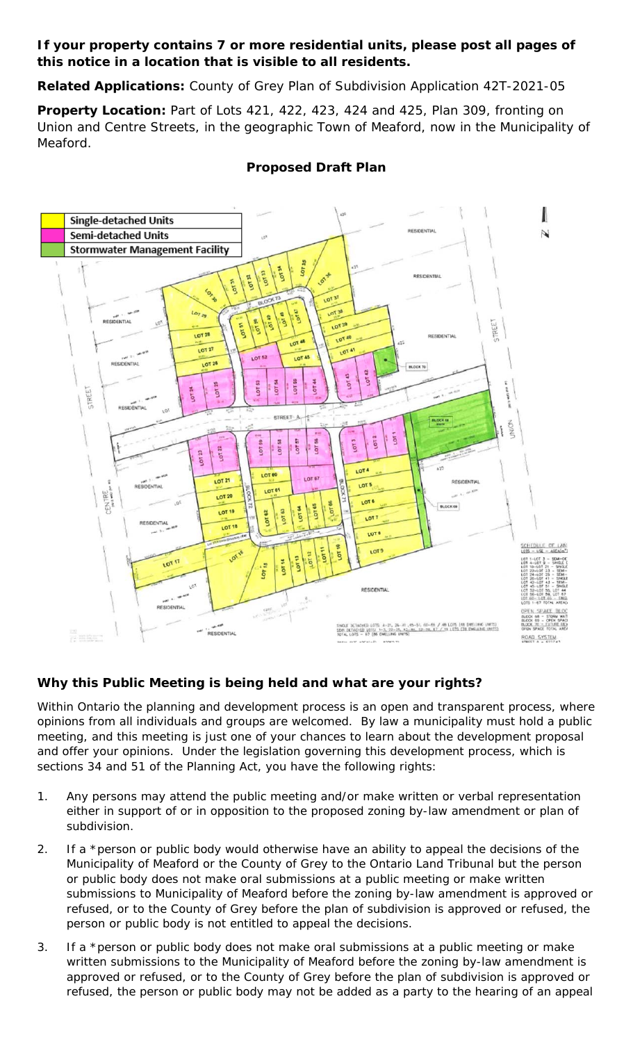**If your property contains 7 or more residential units, please post all pages of this notice in a location that is visible to all residents.**

**Related Applications:** County of Grey Plan of Subdivision Application 42T-2021-05

**Property Location:** Part of Lots 421, 422, 423, 424 and 425, Plan 309, fronting on Union and Centre Streets, in the geographic Town of Meaford, now in the Municipality of Meaford.

**Proposed Draft Plan**

## Why this Public Meeting is being held and what are your rights?

Within Ontario the planning and development process is an open and transparent process, where opinions from all individuals and groups are welcomed. By law a municipality must hold a public meeting, and this meeting is just one of your chances to learn about the development proposal and offer your opinions. Under the legislation governing this development process, which is sections 34 and 51 of the Planning Act, you have the following rights:

1. Any persons may attend the public meeting and/or make written or verbal representation either in support of or in opposition to the proposed zoning by-law amendment or plan of subdivision.

2. If a *person or public body would otherwise have an ability to appeal the decisions of the Municipality of Meaford or the County of Grey to the Ontario Land Tribunal but the person or public body does not make oral submissions at a public meeting or make written submissions to Municipality of Meaford before the zoning by-law amendment is approved or refused, or to the County of Grey before the plan of subdivision is approved or refused, the person or public body is not entitled to appeal the decisions.

3. If a *person or public body does not make oral submissions at a public meeting or make written submissions to the Municipality of Meaford before the zoning by-law amendment is approved or refused, or to the County of Grey before the plan of subdivision is approved or refused, the person or public body may not be added as a party to the hearing of an appeal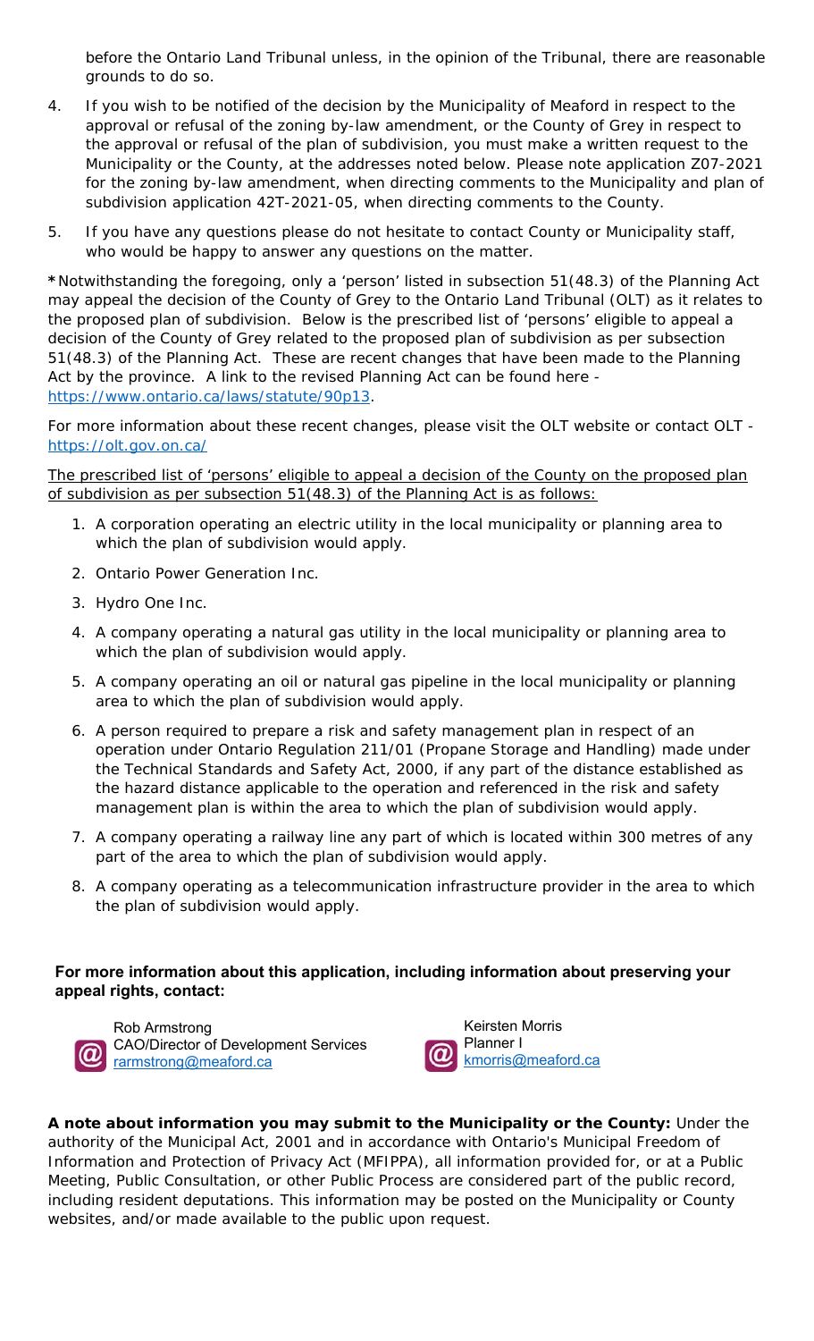before the Ontario Land Tribunal unless, in the opinion of the Tribunal, there are reasonable grounds to do so.

4. If you wish to be notified of the decision by the Municipality of Meaford in respect to the approval or refusal of the zoning by-law amendment, or the County of Grey in respect to the approval or refusal of the plan of subdivision, you must make a written request to the Municipality or the County, at the addresses noted below. Please note application Z07-2021 for the zoning by-law amendment, when directing comments to the Municipality and plan of subdivision application 42T-2021-05, when directing comments to the County.

5. If you have any questions please do not hesitate to contact County or Municipality staff, who would be happy to answer any questions on the matter.

**\***Notwithstanding the foregoing, only a 'person' listed in subsection 51(48.3) of the Planning Act may appeal the decision of the County of Grey to the Ontario Land Tribunal (OLT) as it relates to the proposed plan of subdivision. Below is the prescribed list of 'persons' eligible to appeal a decision of the County of Grey related to the proposed plan of subdivision as per subsection 51(48.3) of the Planning Act. These are recent changes that have been made to the Planning Act by the province. A link to the revised Planning Act can be found here - [https://www.ontario.ca/laws/statute/90p13](https://www.ontario.ca/laws/statute/90p13).

For more information about these recent changes, please visit the OLT website or contact OLT - [https://olt.gov.on.ca/](https://olt.gov.on.ca/)

<u>The prescribed list of 'persons' eligible to appeal a decision of the County on the proposed plan of subdivision as per subsection 51(48.3) of the Planning Act is as follows:</u>

1. A corporation operating an electric utility in the local municipality or planning area to which the plan of subdivision would apply.
2. Ontario Power Generation Inc.
3. Hydro One Inc.
4. A company operating a natural gas utility in the local municipality or planning area to which the plan of subdivision would apply.
5. A company operating an oil or natural gas pipeline in the local municipality or planning area to which the plan of subdivision would apply.
6. A person required to prepare a risk and safety management plan in respect of an operation under Ontario Regulation 211/01 (Propane Storage and Handling) made under the Technical Standards and Safety Act, 2000, if any part of the distance established as the hazard distance applicable to the operation and referenced in the risk and safety management plan is within the area to which the plan of subdivision would apply.
7. A company operating a railway line any part of which is located within 300 metres of any part of the area to which the plan of subdivision would apply.
8. A company operating as a telecommunication infrastructure provider in the area to which the plan of subdivision would apply.

**For more information about this application, including information about preserving your appeal rights, contact:**

Rob Armstrong
CAO/Director of Development Services
[rarmstrong@meaford.ca](mailto:rarmstrong@meaford.ca)

Keirsten Morris
Planner I
[kmorris@meaford.ca](mailto:kmorris@meaford.ca)

**A note about information you may submit to the Municipality or the County:** Under the authority of the Municipal Act, 2001 and in accordance with Ontario's Municipal Freedom of Information and Protection of Privacy Act (MFIPPA), all information provided for, or at a Public Meeting, Public Consultation, or other Public Process are considered part of the public record, including resident deputations. This information may be posted on the Municipality or County websites, and/or made available to the public upon request.